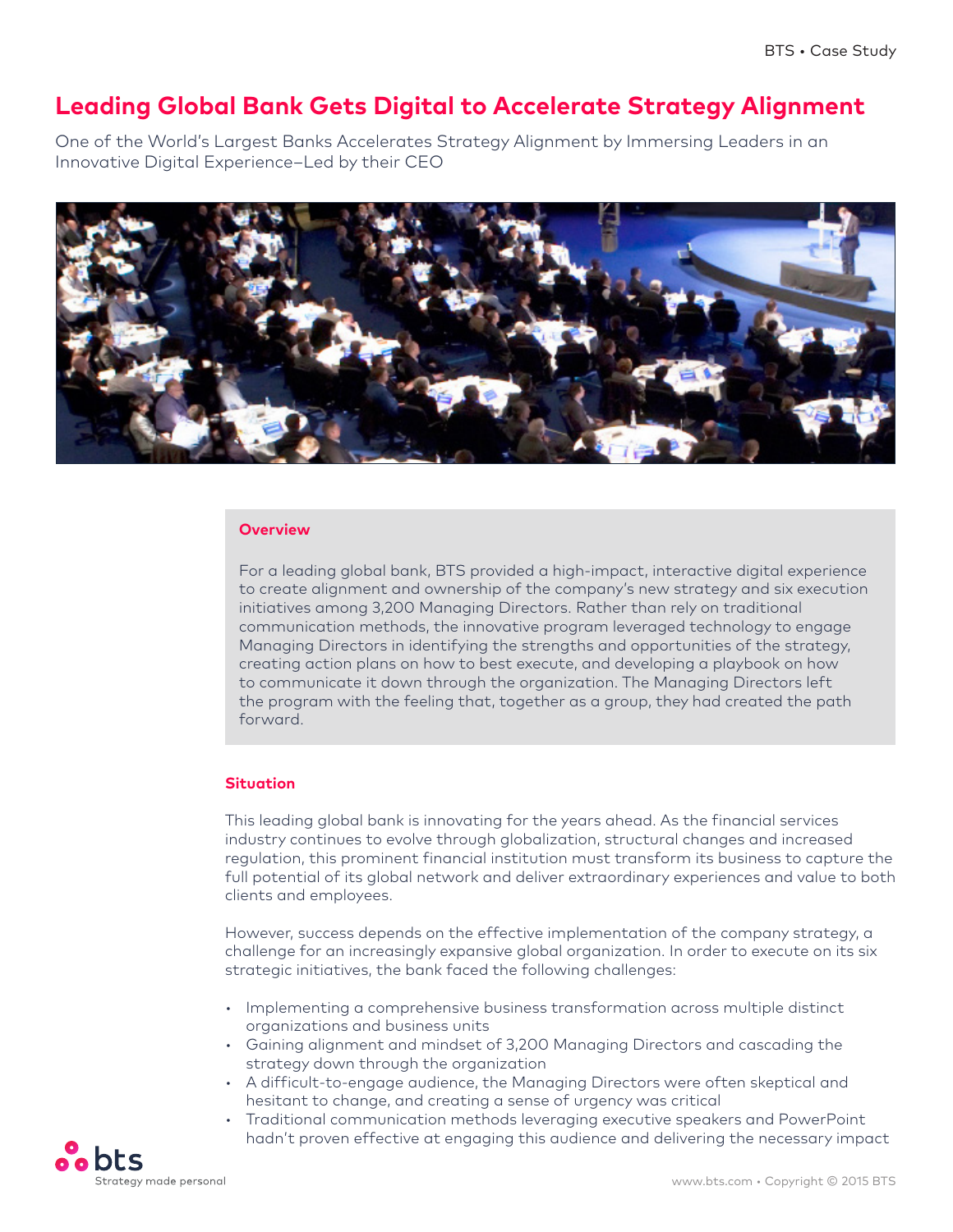# Leading Global Bank Gets Digital to Accelerate Strategy Alignment

One of the World's Largest Banks Accelerates Strategy Alignment by Immersing Leaders in an Innovative Digital Experience–Led by their CEO

## Overview

For a leading global bank, BTS provided a high-impact, interactive digital experience to create alignment and ownership of the company's new strategy and six execution initiatives among 3,200 Managing Directors. Rather than rely on traditional communication methods, the innovative program leveraged technology to engage Managing Directors in identifying the strengths and opportunities of the strategy, creating action plans on how to best execute, and developing a playbook on how to communicate it down through the organization. The Managing Directors left the program with the feeling that, together as a group, they had created the path forward.

## Situation

This leading global bank is innovating for the years ahead. As the financial services industry continues to evolve through globalization, structural changes and increased regulation, this prominent financial institution must transform its business to capture the full potential of its global network and deliver extraordinary experiences and value to both clients and employees.

However, success depends on the effective implementation of the company strategy, a challenge for an increasingly expansive global organization. In order to execute on its six strategic initiatives, the bank faced the following challenges:

- Implementing a comprehensive business transformation across multiple distinct organizations and business units
- Gaining alignment and mindset of 3,200 Managing Directors and cascading the strategy down through the organization
- A difficult-to-engage audience, the Managing Directors were often skeptical and hesitant to change, and creating a sense of urgency was critical
- Traditional communication methods leveraging executive speakers and PowerPoint hadn't proven effective at engaging this audience and delivering the necessary impact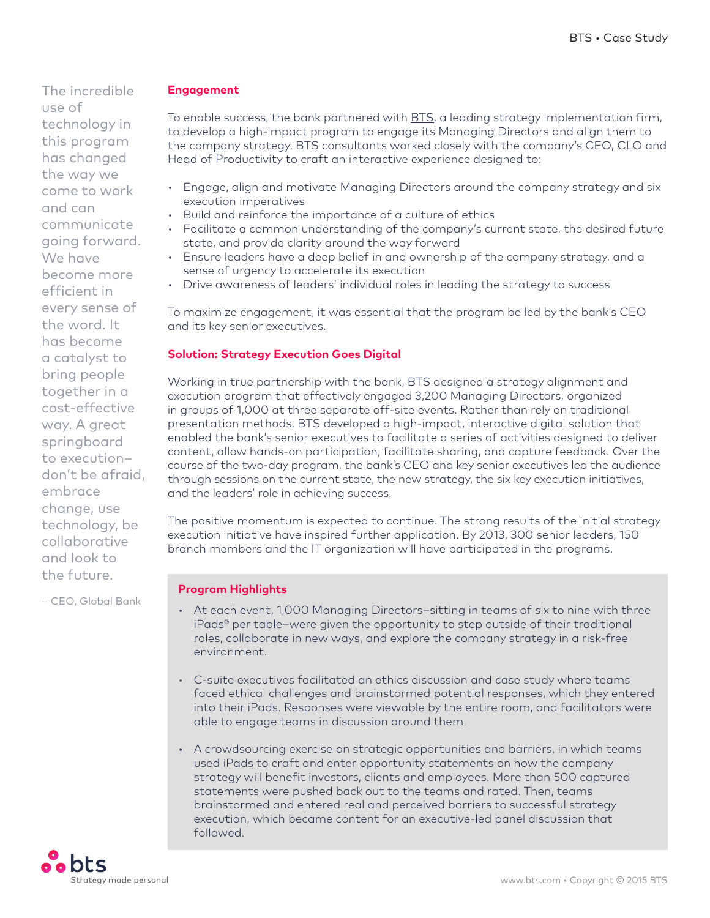## Engagement

To enable success, the bank partnered with BTS, a leading strategy implementation firm, to develop a high-impact program to engage its Managing Directors and align them to the company strategy. BTS consultants worked closely with the company's CEO, CLO and Head of Productivity to craft an interactive experience designed to:

- Engage, align and motivate Managing Directors around the company strategy and six execution imperatives
- Build and reinforce the importance of a culture of ethics
- Facilitate a common understanding of the company's current state, the desired future state, and provide clarity around the way forward
- Ensure leaders have a deep belief in and ownership of the company strategy, and a sense of urgency to accelerate its execution
- Drive awareness of leaders' individual roles in leading the strategy to success

To maximize engagement, it was essential that the program be led by the bank's CEO and its key senior executives.

## Solution: Strategy Execution Goes Digital

Working in true partnership with the bank, BTS designed a strategy alignment and execution program that effectively engaged 3,200 Managing Directors, organized in groups of 1,000 at three separate off-site events. Rather than rely on traditional presentation methods, BTS developed a high-impact, interactive digital solution that enabled the bank's senior executives to facilitate a series of activities designed to deliver content, allow hands-on participation, facilitate sharing, and capture feedback. Over the course of the two-day program, the bank's CEO and key senior executives led the audience through sessions on the current state, the new strategy, the six key execution initiatives, and the leaders' role in achieving success.

The positive momentum is expected to continue. The strong results of the initial strategy execution initiative have inspired further application. By 2013, 300 senior leaders, 150 branch members and the IT organization will have participated in the programs.

> The incredible use of technology in this program has changed the way we come to work and can communicate going forward. We have become more efficient in every sense of the word. It has become a catalyst to bring people together in a cost-effective way. A great springboard to execution–don't be afraid, embrace change, use technology, be collaborative and look to the future.
>
> – CEO, Global Bank

### Program Highlights

- At each event, 1,000 Managing Directors–sitting in teams of six to nine with three iPads® per table–were given the opportunity to step outside of their traditional roles, collaborate in new ways, and explore the company strategy in a risk-free environment.

- C-suite executives facilitated an ethics discussion and case study where teams faced ethical challenges and brainstormed potential responses, which they entered into their iPads. Responses were viewable by the entire room, and facilitators were able to engage teams in discussion around them.

- A crowdsourcing exercise on strategic opportunities and barriers, in which teams used iPads to craft and enter opportunity statements on how the company strategy will benefit investors, clients and employees. More than 500 captured statements were pushed back out to the teams and rated. Then, teams brainstormed and entered real and perceived barriers to successful strategy execution, which became content for an executive-led panel discussion that followed.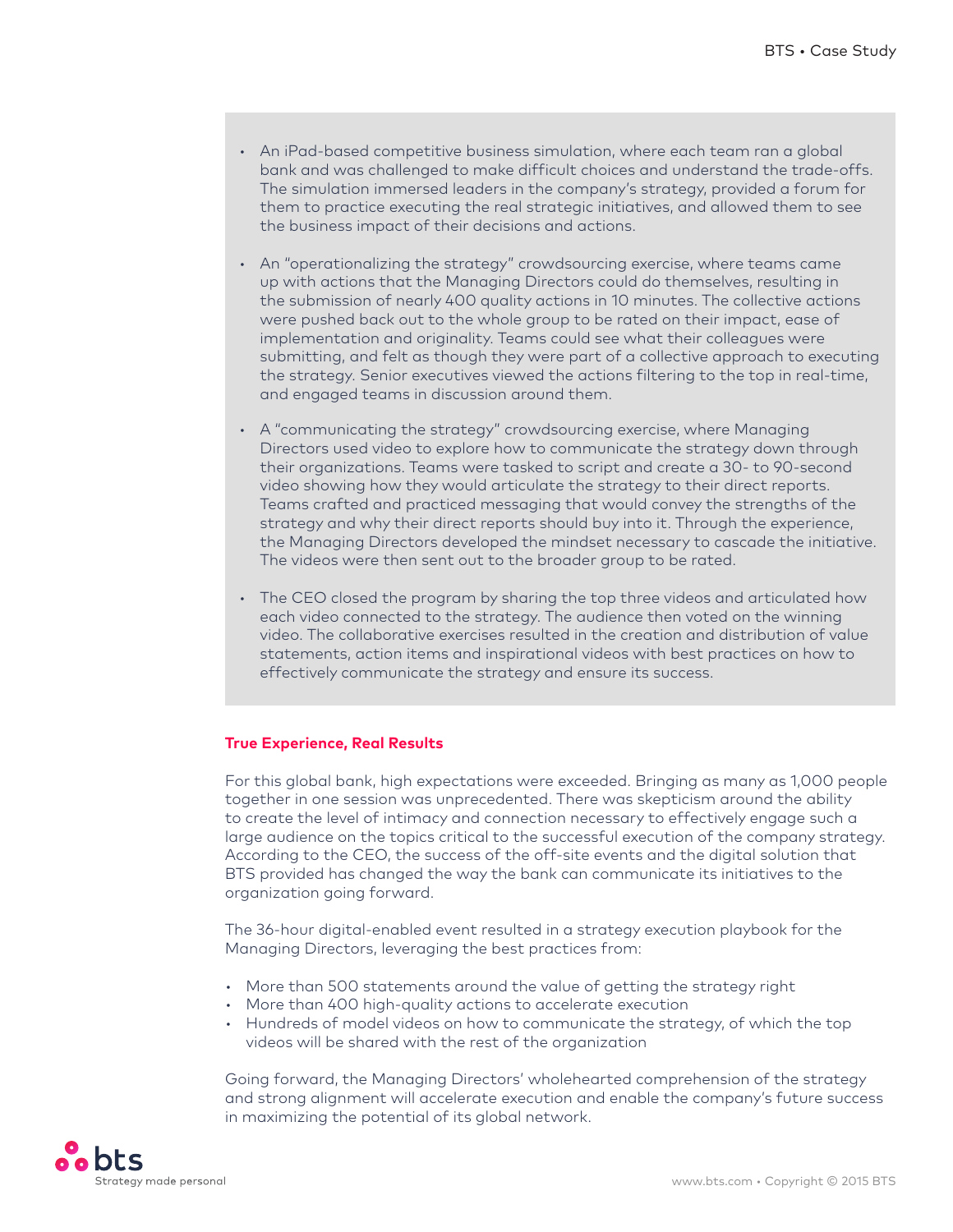- An iPad-based competitive business simulation, where each team ran a global bank and was challenged to make difficult choices and understand the trade-offs. The simulation immersed leaders in the company's strategy, provided a forum for them to practice executing the real strategic initiatives, and allowed them to see the business impact of their decisions and actions.
- An "operationalizing the strategy" crowdsourcing exercise, where teams came up with actions that the Managing Directors could do themselves, resulting in the submission of nearly 400 quality actions in 10 minutes. The collective actions were pushed back out to the whole group to be rated on their impact, ease of implementation and originality. Teams could see what their colleagues were submitting, and felt as though they were part of a collective approach to executing the strategy. Senior executives viewed the actions filtering to the top in real-time, and engaged teams in discussion around them.
- A "communicating the strategy" crowdsourcing exercise, where Managing Directors used video to explore how to communicate the strategy down through their organizations. Teams were tasked to script and create a 30- to 90-second video showing how they would articulate the strategy to their direct reports. Teams crafted and practiced messaging that would convey the strengths of the strategy and why their direct reports should buy into it. Through the experience, the Managing Directors developed the mindset necessary to cascade the initiative. The videos were then sent out to the broader group to be rated.
- The CEO closed the program by sharing the top three videos and articulated how each video connected to the strategy. The audience then voted on the winning video. The collaborative exercises resulted in the creation and distribution of value statements, action items and inspirational videos with best practices on how to effectively communicate the strategy and ensure its success.

## True Experience, Real Results

For this global bank, high expectations were exceeded. Bringing as many as 1,000 people together in one session was unprecedented. There was skepticism around the ability to create the level of intimacy and connection necessary to effectively engage such a large audience on the topics critical to the successful execution of the company strategy. According to the CEO, the success of the off-site events and the digital solution that BTS provided has changed the way the bank can communicate its initiatives to the organization going forward.

The 36-hour digital-enabled event resulted in a strategy execution playbook for the Managing Directors, leveraging the best practices from:

- More than 500 statements around the value of getting the strategy right
- More than 400 high-quality actions to accelerate execution
- Hundreds of model videos on how to communicate the strategy, of which the top videos will be shared with the rest of the organization

Going forward, the Managing Directors' wholehearted comprehension of the strategy and strong alignment will accelerate execution and enable the company's future success in maximizing the potential of its global network.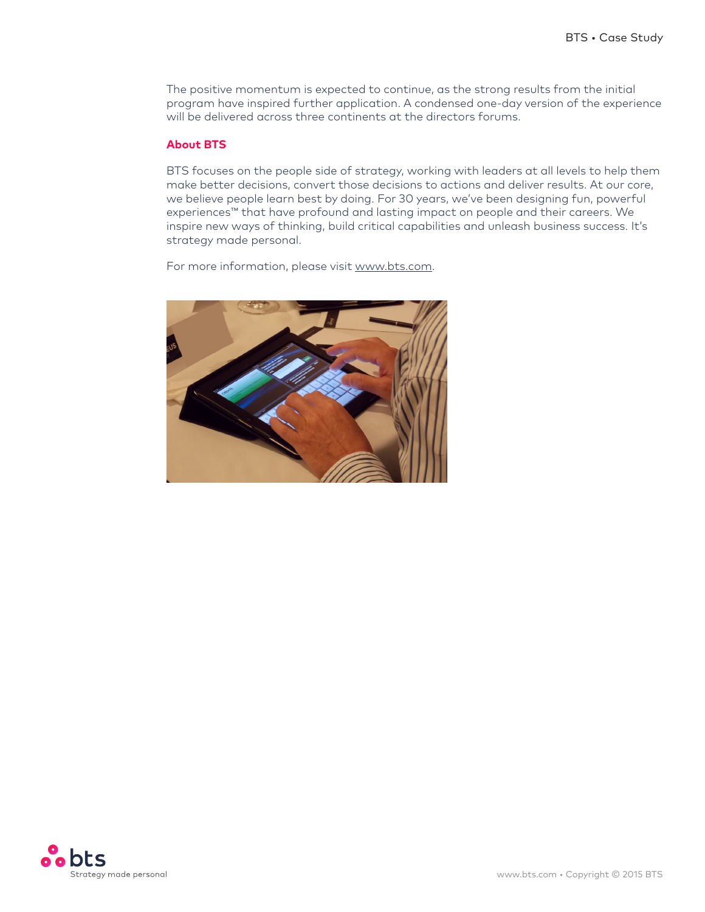The positive momentum is expected to continue, as the strong results from the initial program have inspired further application. A condensed one-day version of the experience will be delivered across three continents at the directors forums.

## About BTS

BTS focuses on the people side of strategy, working with leaders at all levels to help them make better decisions, convert those decisions to actions and deliver results. At our core, we believe people learn best by doing. For 30 years, we've been designing fun, powerful experiences™ that have profound and lasting impact on people and their careers. We inspire new ways of thinking, build critical capabilities and unleash business success. It's strategy made personal.

For more information, please visit www.bts.com.